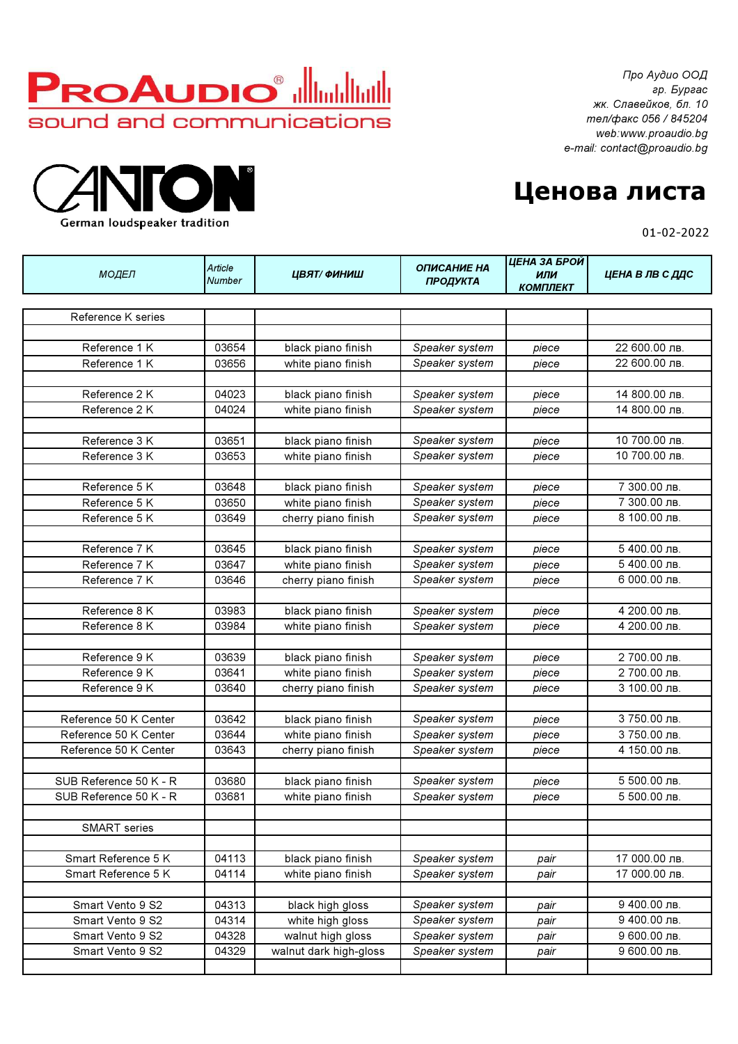**ProAudio®** sound and communications

Про Аудио ООД
гр. Бургас
жк. Славейков, бл. 10
тел/факс 056 / 845204
web:www.proaudio.bg
e-mail: contact@proaudio.bg

**CANTON®** German loudspeaker tradition

# Ценова листа

01-02-2022

| МОДЕЛ | Article Number | ЦВЯТ/ ФИНИШ | ОПИСАНИЕ НА ПРОДУКТА | ЦЕНА ЗА БРОЙ ИЛИ КОМПЛЕКТ | ЦЕНА В ЛВ С ДДС |
|---|---|---|---|---|---|
| Reference K series | | | | | |
| | | | | | |
| Reference 1 K | 03654 | black piano finish | *Speaker system* | *piece* | 22 600.00 лв. |
| Reference 1 K | 03656 | white piano finish | *Speaker system* | *piece* | 22 600.00 лв. |
| | | | | | |
| Reference 2 K | 04023 | black piano finish | *Speaker system* | *piece* | 14 800.00 лв. |
| Reference 2 K | 04024 | white piano finish | *Speaker system* | *piece* | 14 800.00 лв. |
| | | | | | |
| Reference 3 K | 03651 | black piano finish | *Speaker system* | *piece* | 10 700.00 лв. |
| Reference 3 K | 03653 | white piano finish | *Speaker system* | *piece* | 10 700.00 лв. |
| | | | | | |
| Reference 5 K | 03648 | black piano finish | *Speaker system* | *piece* | 7 300.00 лв. |
| Reference 5 K | 03650 | white piano finish | *Speaker system* | *piece* | 7 300.00 лв. |
| Reference 5 K | 03649 | cherry piano finish | *Speaker system* | *piece* | 8 100.00 лв. |
| | | | | | |
| Reference 7 K | 03645 | black piano finish | *Speaker system* | *piece* | 5 400.00 лв. |
| Reference 7 K | 03647 | white piano finish | *Speaker system* | *piece* | 5 400.00 лв. |
| Reference 7 K | 03646 | cherry piano finish | *Speaker system* | *piece* | 6 000.00 лв. |
| | | | | | |
| Reference 8 K | 03983 | black piano finish | *Speaker system* | *piece* | 4 200.00 лв. |
| Reference 8 K | 03984 | white piano finish | *Speaker system* | *piece* | 4 200.00 лв. |
| | | | | | |
| Reference 9 K | 03639 | black piano finish | *Speaker system* | *piece* | 2 700.00 лв. |
| Reference 9 K | 03641 | white piano finish | *Speaker system* | *piece* | 2 700.00 лв. |
| Reference 9 K | 03640 | cherry piano finish | *Speaker system* | *piece* | 3 100.00 лв. |
| | | | | | |
| Reference 50 K Center | 03642 | black piano finish | *Speaker system* | *piece* | 3 750.00 лв. |
| Reference 50 K Center | 03644 | white piano finish | *Speaker system* | *piece* | 3 750.00 лв. |
| Reference 50 K Center | 03643 | cherry piano finish | *Speaker system* | *piece* | 4 150.00 лв. |
| | | | | | |
| SUB Reference 50 K - R | 03680 | black piano finish | *Speaker system* | *piece* | 5 500.00 лв. |
| SUB Reference 50 K - R | 03681 | white piano finish | *Speaker system* | *piece* | 5 500.00 лв. |
| | | | | | |
| SMART series | | | | | |
| | | | | | |
| Smart Reference 5 K | 04113 | black piano finish | *Speaker system* | *pair* | 17 000.00 лв. |
| Smart Reference 5 K | 04114 | white piano finish | *Speaker system* | *pair* | 17 000.00 лв. |
| | | | | | |
| Smart Vento 9 S2 | 04313 | black high gloss | *Speaker system* | *pair* | 9 400.00 лв. |
| Smart Vento 9 S2 | 04314 | white high gloss | *Speaker system* | *pair* | 9 400.00 лв. |
| Smart Vento 9 S2 | 04328 | walnut high gloss | *Speaker system* | *pair* | 9 600.00 лв. |
| Smart Vento 9 S2 | 04329 | walnut dark high-gloss | *Speaker system* | *pair* | 9 600.00 лв. |
| | | | | | |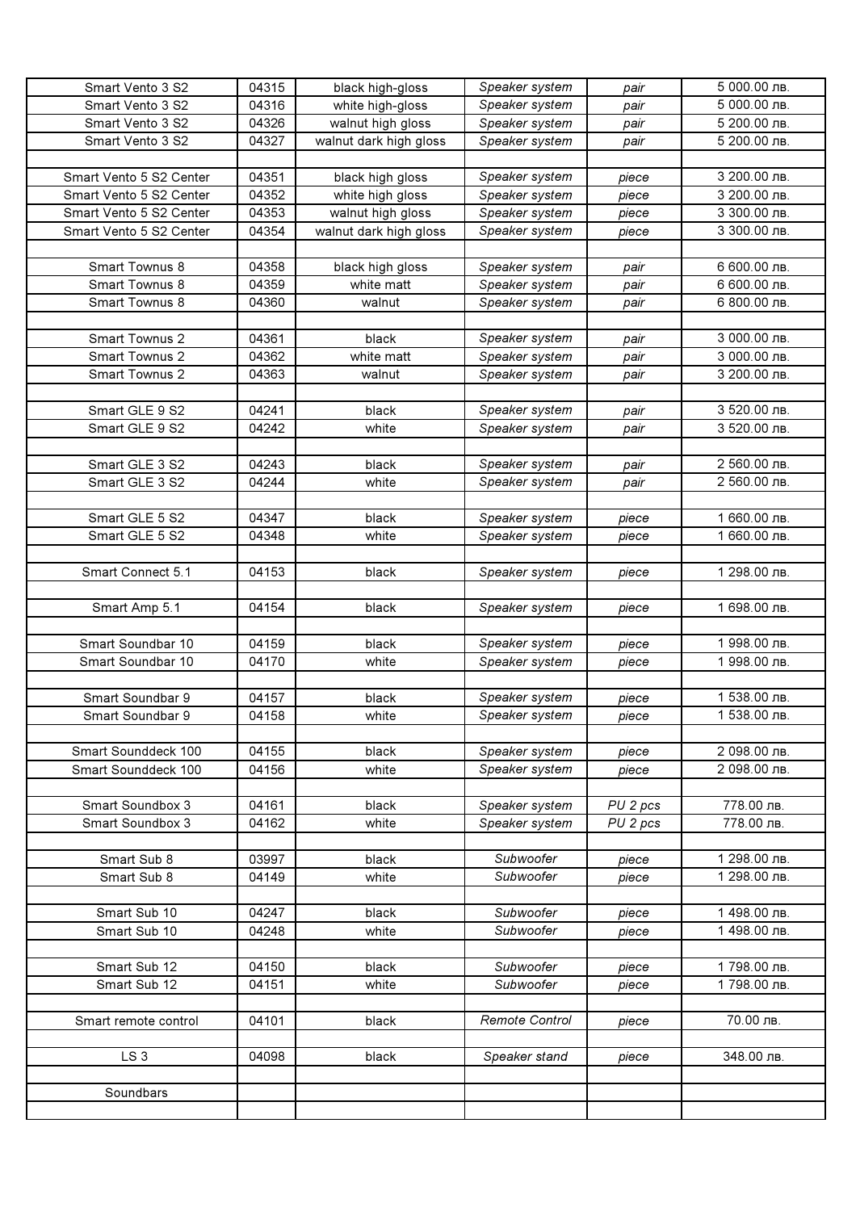| | | | | | |
|---|---|---|---|---|---|
| Smart Vento 3 S2 | 04315 | black high-gloss | *Speaker system* | *pair* | 5 000.00 лв. |
| Smart Vento 3 S2 | 04316 | white high-gloss | *Speaker system* | *pair* | 5 000.00 лв. |
| Smart Vento 3 S2 | 04326 | walnut high gloss | *Speaker system* | *pair* | 5 200.00 лв. |
| Smart Vento 3 S2 | 04327 | walnut dark high gloss | *Speaker system* | *pair* | 5 200.00 лв. |
| | | | | | |
| Smart Vento 5 S2 Center | 04351 | black high gloss | *Speaker system* | *piece* | 3 200.00 лв. |
| Smart Vento 5 S2 Center | 04352 | white high gloss | *Speaker system* | *piece* | 3 200.00 лв. |
| Smart Vento 5 S2 Center | 04353 | walnut high gloss | *Speaker system* | *piece* | 3 300.00 лв. |
| Smart Vento 5 S2 Center | 04354 | walnut dark high gloss | *Speaker system* | *piece* | 3 300.00 лв. |
| | | | | | |
| Smart Townus 8 | 04358 | black high gloss | *Speaker system* | *pair* | 6 600.00 лв. |
| Smart Townus 8 | 04359 | white matt | *Speaker system* | *pair* | 6 600.00 лв. |
| Smart Townus 8 | 04360 | walnut | *Speaker system* | *pair* | 6 800.00 лв. |
| | | | | | |
| Smart Townus 2 | 04361 | black | *Speaker system* | *pair* | 3 000.00 лв. |
| Smart Townus 2 | 04362 | white matt | *Speaker system* | *pair* | 3 000.00 лв. |
| Smart Townus 2 | 04363 | walnut | *Speaker system* | *pair* | 3 200.00 лв. |
| | | | | | |
| Smart GLE 9 S2 | 04241 | black | *Speaker system* | *pair* | 3 520.00 лв. |
| Smart GLE 9 S2 | 04242 | white | *Speaker system* | *pair* | 3 520.00 лв. |
| | | | | | |
| Smart GLE 3 S2 | 04243 | black | *Speaker system* | *pair* | 2 560.00 лв. |
| Smart GLE 3 S2 | 04244 | white | *Speaker system* | *pair* | 2 560.00 лв. |
| | | | | | |
| Smart GLE 5 S2 | 04347 | black | *Speaker system* | *piece* | 1 660.00 лв. |
| Smart GLE 5 S2 | 04348 | white | *Speaker system* | *piece* | 1 660.00 лв. |
| | | | | | |
| Smart Connect 5.1 | 04153 | black | *Speaker system* | *piece* | 1 298.00 лв. |
| | | | | | |
| Smart Amp 5.1 | 04154 | black | *Speaker system* | *piece* | 1 698.00 лв. |
| | | | | | |
| Smart Soundbar 10 | 04159 | black | *Speaker system* | *piece* | 1 998.00 лв. |
| Smart Soundbar 10 | 04170 | white | *Speaker system* | *piece* | 1 998.00 лв. |
| | | | | | |
| Smart Soundbar 9 | 04157 | black | *Speaker system* | *piece* | 1 538.00 лв. |
| Smart Soundbar 9 | 04158 | white | *Speaker system* | *piece* | 1 538.00 лв. |
| | | | | | |
| Smart Sounddeck 100 | 04155 | black | *Speaker system* | *piece* | 2 098.00 лв. |
| Smart Sounddeck 100 | 04156 | white | *Speaker system* | *piece* | 2 098.00 лв. |
| | | | | | |
| Smart Soundbox 3 | 04161 | black | *Speaker system* | *PU 2 pcs* | 778.00 лв. |
| Smart Soundbox 3 | 04162 | white | *Speaker system* | *PU 2 pcs* | 778.00 лв. |
| | | | | | |
| Smart Sub 8 | 03997 | black | *Subwoofer* | *piece* | 1 298.00 лв. |
| Smart Sub 8 | 04149 | white | *Subwoofer* | *piece* | 1 298.00 лв. |
| | | | | | |
| Smart Sub 10 | 04247 | black | *Subwoofer* | *piece* | 1 498.00 лв. |
| Smart Sub 10 | 04248 | white | *Subwoofer* | *piece* | 1 498.00 лв. |
| | | | | | |
| Smart Sub 12 | 04150 | black | *Subwoofer* | *piece* | 1 798.00 лв. |
| Smart Sub 12 | 04151 | white | *Subwoofer* | *piece* | 1 798.00 лв. |
| | | | | | |
| Smart remote control | 04101 | black | *Remote Control* | *piece* | 70.00 лв. |
| | | | | | |
| LS 3 | 04098 | black | *Speaker stand* | *piece* | 348.00 лв. |
| | | | | | |
| Soundbars | | | | | |
| | | | | | |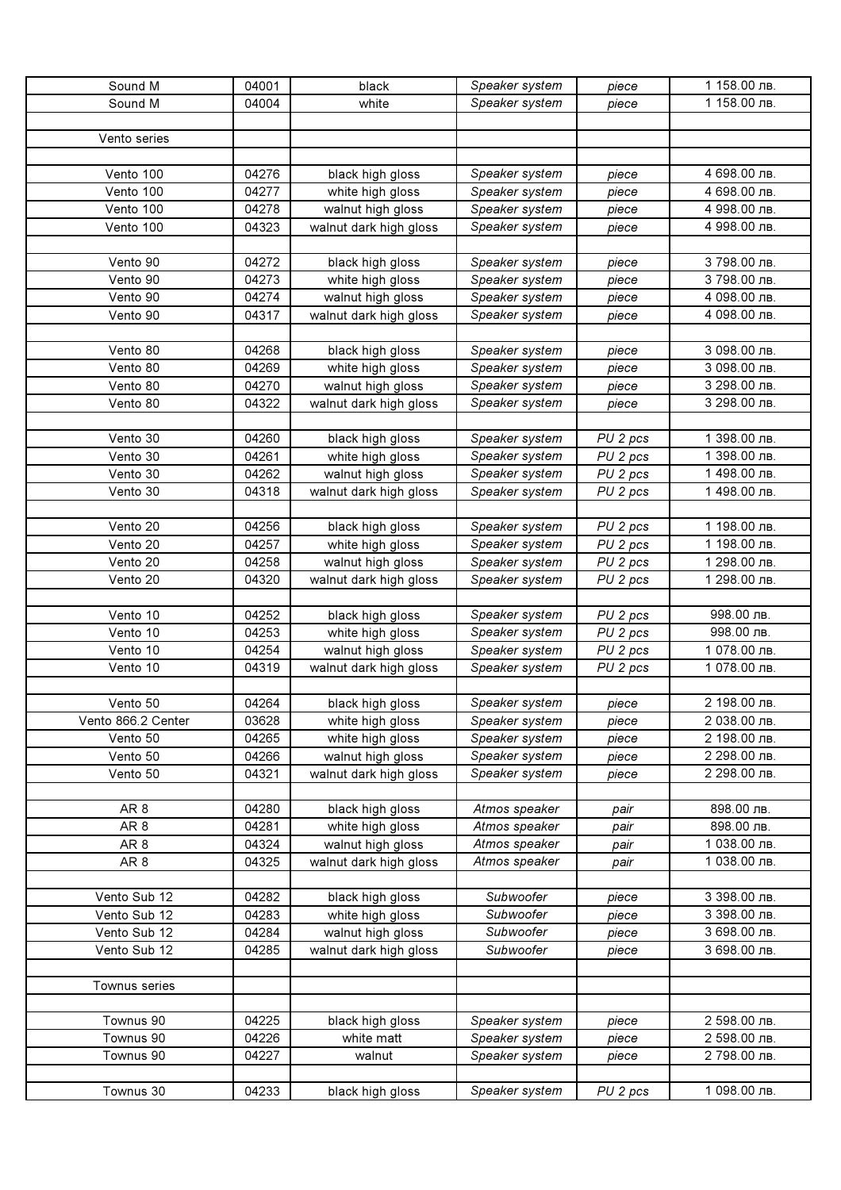| Sound M | 04001 | black | *Speaker system* | *piece* | 1 158.00 лв. |
|---|---|---|---|---|---|
| Sound M | 04004 | white | *Speaker system* | *piece* | 1 158.00 лв. |
| | | | | | |
| Vento series | | | | | |
| | | | | | |
| Vento 100 | 04276 | black high gloss | *Speaker system* | *piece* | 4 698.00 лв. |
| Vento 100 | 04277 | white high gloss | *Speaker system* | *piece* | 4 698.00 лв. |
| Vento 100 | 04278 | walnut high gloss | *Speaker system* | *piece* | 4 998.00 лв. |
| Vento 100 | 04323 | walnut dark high gloss | *Speaker system* | *piece* | 4 998.00 лв. |
| | | | | | |
| Vento 90 | 04272 | black high gloss | *Speaker system* | *piece* | 3 798.00 лв. |
| Vento 90 | 04273 | white high gloss | *Speaker system* | *piece* | 3 798.00 лв. |
| Vento 90 | 04274 | walnut high gloss | *Speaker system* | *piece* | 4 098.00 лв. |
| Vento 90 | 04317 | walnut dark high gloss | *Speaker system* | *piece* | 4 098.00 лв. |
| | | | | | |
| Vento 80 | 04268 | black high gloss | *Speaker system* | *piece* | 3 098.00 лв. |
| Vento 80 | 04269 | white high gloss | *Speaker system* | *piece* | 3 098.00 лв. |
| Vento 80 | 04270 | walnut high gloss | *Speaker system* | *piece* | 3 298.00 лв. |
| Vento 80 | 04322 | walnut dark high gloss | *Speaker system* | *piece* | 3 298.00 лв. |
| | | | | | |
| Vento 30 | 04260 | black high gloss | *Speaker system* | *PU 2 pcs* | 1 398.00 лв. |
| Vento 30 | 04261 | white high gloss | *Speaker system* | *PU 2 pcs* | 1 398.00 лв. |
| Vento 30 | 04262 | walnut high gloss | *Speaker system* | *PU 2 pcs* | 1 498.00 лв. |
| Vento 30 | 04318 | walnut dark high gloss | *Speaker system* | *PU 2 pcs* | 1 498.00 лв. |
| | | | | | |
| Vento 20 | 04256 | black high gloss | *Speaker system* | *PU 2 pcs* | 1 198.00 лв. |
| Vento 20 | 04257 | white high gloss | *Speaker system* | *PU 2 pcs* | 1 198.00 лв. |
| Vento 20 | 04258 | walnut high gloss | *Speaker system* | *PU 2 pcs* | 1 298.00 лв. |
| Vento 20 | 04320 | walnut dark high gloss | *Speaker system* | *PU 2 pcs* | 1 298.00 лв. |
| | | | | | |
| Vento 10 | 04252 | black high gloss | *Speaker system* | *PU 2 pcs* | 998.00 лв. |
| Vento 10 | 04253 | white high gloss | *Speaker system* | *PU 2 pcs* | 998.00 лв. |
| Vento 10 | 04254 | walnut high gloss | *Speaker system* | *PU 2 pcs* | 1 078.00 лв. |
| Vento 10 | 04319 | walnut dark high gloss | *Speaker system* | *PU 2 pcs* | 1 078.00 лв. |
| | | | | | |
| Vento 50 | 04264 | black high gloss | *Speaker system* | *piece* | 2 198.00 лв. |
| Vento 866.2 Center | 03628 | white high gloss | *Speaker system* | *piece* | 2 038.00 лв. |
| Vento 50 | 04265 | white high gloss | *Speaker system* | *piece* | 2 198.00 лв. |
| Vento 50 | 04266 | walnut high gloss | *Speaker system* | *piece* | 2 298.00 лв. |
| Vento 50 | 04321 | walnut dark high gloss | *Speaker system* | *piece* | 2 298.00 лв. |
| | | | | | |
| AR 8 | 04280 | black high gloss | *Atmos speaker* | *pair* | 898.00 лв. |
| AR 8 | 04281 | white high gloss | *Atmos speaker* | *pair* | 898.00 лв. |
| AR 8 | 04324 | walnut high gloss | *Atmos speaker* | *pair* | 1 038.00 лв. |
| AR 8 | 04325 | walnut dark high gloss | *Atmos speaker* | *pair* | 1 038.00 лв. |
| | | | | | |
| Vento Sub 12 | 04282 | black high gloss | *Subwoofer* | *piece* | 3 398.00 лв. |
| Vento Sub 12 | 04283 | white high gloss | *Subwoofer* | *piece* | 3 398.00 лв. |
| Vento Sub 12 | 04284 | walnut high gloss | *Subwoofer* | *piece* | 3 698.00 лв. |
| Vento Sub 12 | 04285 | walnut dark high gloss | *Subwoofer* | *piece* | 3 698.00 лв. |
| | | | | | |
| Townus series | | | | | |
| | | | | | |
| Townus 90 | 04225 | black high gloss | *Speaker system* | *piece* | 2 598.00 лв. |
| Townus 90 | 04226 | white matt | *Speaker system* | *piece* | 2 598.00 лв. |
| Townus 90 | 04227 | walnut | *Speaker system* | *piece* | 2 798.00 лв. |
| | | | | | |
| Townus 30 | 04233 | black high gloss | *Speaker system* | *PU 2 pcs* | 1 098.00 лв. |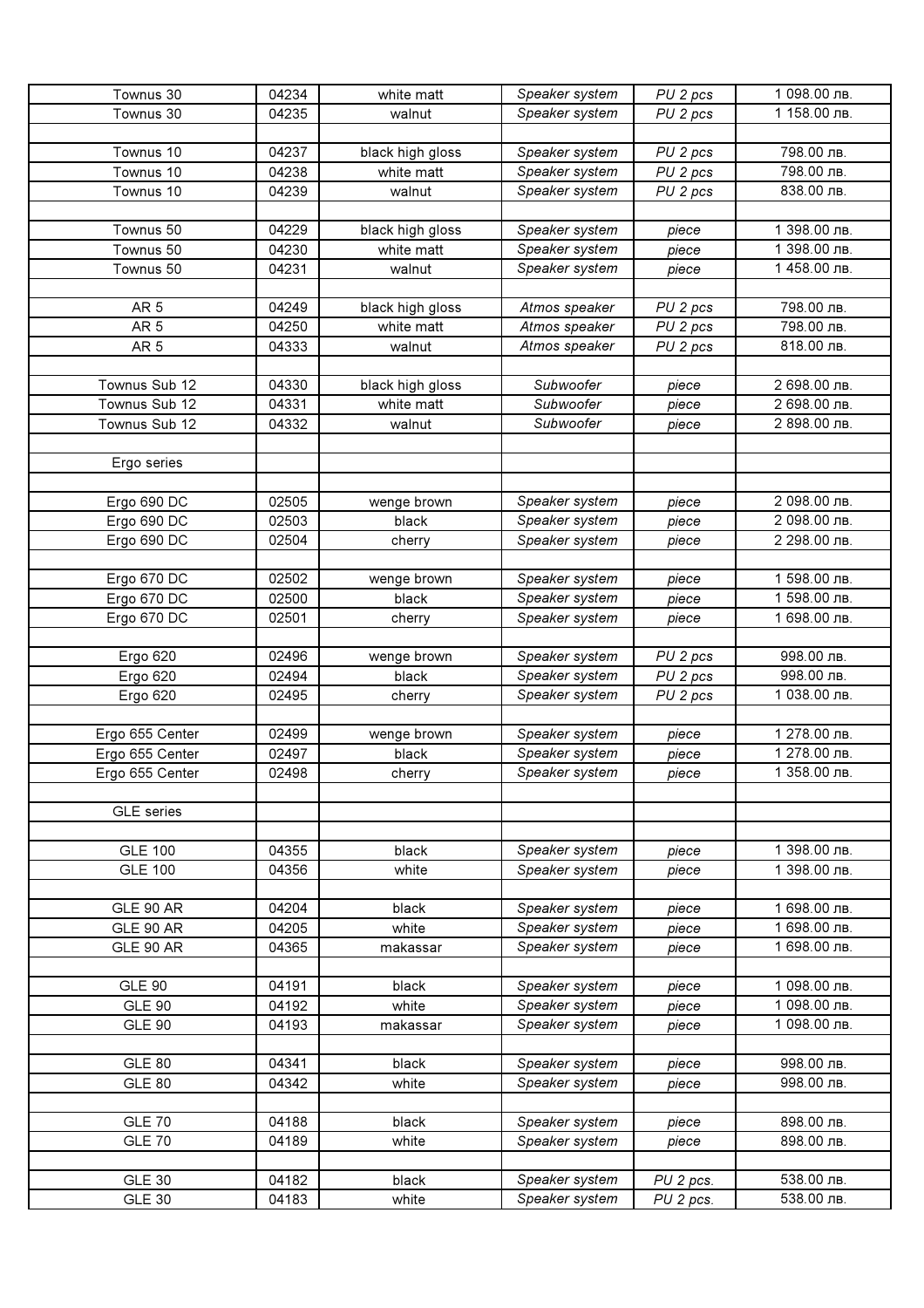| Townus 30 | 04234 | white matt | *Speaker system* | *PU 2 pcs* | 1 098.00 лв. |
|---|---|---|---|---|---|
| Townus 30 | 04235 | walnut | *Speaker system* | *PU 2 pcs* | 1 158.00 лв. |
| | | | | | |
| Townus 10 | 04237 | black high gloss | *Speaker system* | *PU 2 pcs* | 798.00 лв. |
| Townus 10 | 04238 | white matt | *Speaker system* | *PU 2 pcs* | 798.00 лв. |
| Townus 10 | 04239 | walnut | *Speaker system* | *PU 2 pcs* | 838.00 лв. |
| | | | | | |
| Townus 50 | 04229 | black high gloss | *Speaker system* | *piece* | 1 398.00 лв. |
| Townus 50 | 04230 | white matt | *Speaker system* | *piece* | 1 398.00 лв. |
| Townus 50 | 04231 | walnut | *Speaker system* | *piece* | 1 458.00 лв. |
| | | | | | |
| AR 5 | 04249 | black high gloss | *Atmos speaker* | *PU 2 pcs* | 798.00 лв. |
| AR 5 | 04250 | white matt | *Atmos speaker* | *PU 2 pcs* | 798.00 лв. |
| AR 5 | 04333 | walnut | *Atmos speaker* | *PU 2 pcs* | 818.00 лв. |
| | | | | | |
| Townus Sub 12 | 04330 | black high gloss | *Subwoofer* | *piece* | 2 698.00 лв. |
| Townus Sub 12 | 04331 | white matt | *Subwoofer* | *piece* | 2 698.00 лв. |
| Townus Sub 12 | 04332 | walnut | *Subwoofer* | *piece* | 2 898.00 лв. |
| | | | | | |
| Ergo series | | | | | |
| | | | | | |
| Ergo 690 DC | 02505 | wenge brown | *Speaker system* | *piece* | 2 098.00 лв. |
| Ergo 690 DC | 02503 | black | *Speaker system* | *piece* | 2 098.00 лв. |
| Ergo 690 DC | 02504 | cherry | *Speaker system* | *piece* | 2 298.00 лв. |
| | | | | | |
| Ergo 670 DC | 02502 | wenge brown | *Speaker system* | *piece* | 1 598.00 лв. |
| Ergo 670 DC | 02500 | black | *Speaker system* | *piece* | 1 598.00 лв. |
| Ergo 670 DC | 02501 | cherry | *Speaker system* | *piece* | 1 698.00 лв. |
| | | | | | |
| Ergo 620 | 02496 | wenge brown | *Speaker system* | *PU 2 pcs* | 998.00 лв. |
| Ergo 620 | 02494 | black | *Speaker system* | *PU 2 pcs* | 998.00 лв. |
| Ergo 620 | 02495 | cherry | *Speaker system* | *PU 2 pcs* | 1 038.00 лв. |
| | | | | | |
| Ergo 655 Center | 02499 | wenge brown | *Speaker system* | *piece* | 1 278.00 лв. |
| Ergo 655 Center | 02497 | black | *Speaker system* | *piece* | 1 278.00 лв. |
| Ergo 655 Center | 02498 | cherry | *Speaker system* | *piece* | 1 358.00 лв. |
| | | | | | |
| GLE series | | | | | |
| | | | | | |
| GLE 100 | 04355 | black | *Speaker system* | *piece* | 1 398.00 лв. |
| GLE 100 | 04356 | white | *Speaker system* | *piece* | 1 398.00 лв. |
| | | | | | |
| GLE 90 AR | 04204 | black | *Speaker system* | *piece* | 1 698.00 лв. |
| GLE 90 AR | 04205 | white | *Speaker system* | *piece* | 1 698.00 лв. |
| GLE 90 AR | 04365 | makassar | *Speaker system* | *piece* | 1 698.00 лв. |
| | | | | | |
| GLE 90 | 04191 | black | *Speaker system* | *piece* | 1 098.00 лв. |
| GLE 90 | 04192 | white | *Speaker system* | *piece* | 1 098.00 лв. |
| GLE 90 | 04193 | makassar | *Speaker system* | *piece* | 1 098.00 лв. |
| | | | | | |
| GLE 80 | 04341 | black | *Speaker system* | *piece* | 998.00 лв. |
| GLE 80 | 04342 | white | *Speaker system* | *piece* | 998.00 лв. |
| | | | | | |
| GLE 70 | 04188 | black | *Speaker system* | *piece* | 898.00 лв. |
| GLE 70 | 04189 | white | *Speaker system* | *piece* | 898.00 лв. |
| | | | | | |
| GLE 30 | 04182 | black | *Speaker system* | *PU 2 pcs.* | 538.00 лв. |
| GLE 30 | 04183 | white | *Speaker system* | *PU 2 pcs.* | 538.00 лв. |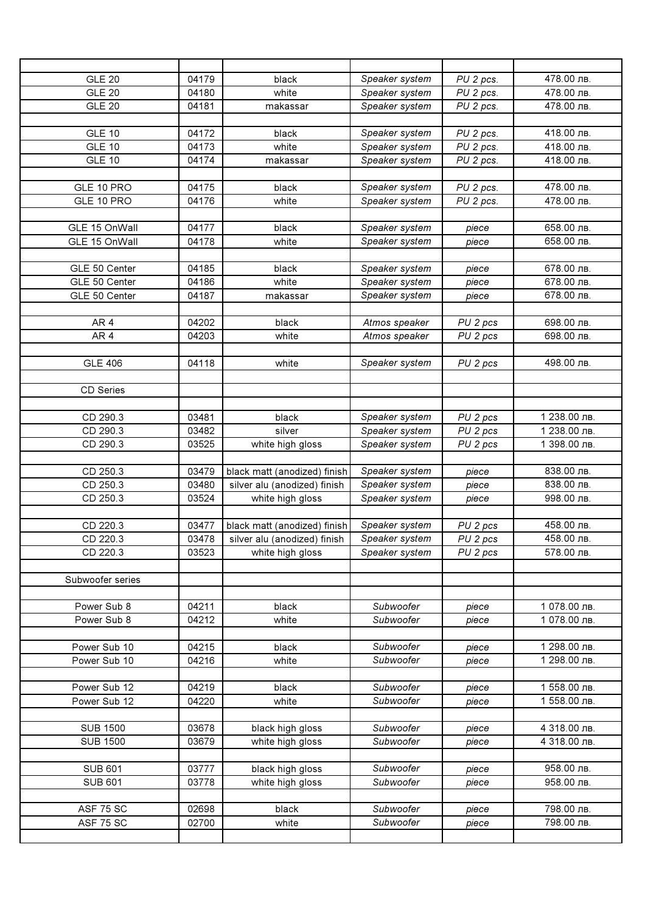| | | | | | |
|---|---|---|---|---|---|
| GLE 20 | 04179 | black | *Speaker system* | *PU 2 pcs.* | 478.00 лв. |
| GLE 20 | 04180 | white | *Speaker system* | *PU 2 pcs.* | 478.00 лв. |
| GLE 20 | 04181 | makassar | *Speaker system* | *PU 2 pcs.* | 478.00 лв. |
| | | | | | |
| GLE 10 | 04172 | black | *Speaker system* | *PU 2 pcs.* | 418.00 лв. |
| GLE 10 | 04173 | white | *Speaker system* | *PU 2 pcs.* | 418.00 лв. |
| GLE 10 | 04174 | makassar | *Speaker system* | *PU 2 pcs.* | 418.00 лв. |
| | | | | | |
| GLE 10 PRO | 04175 | black | *Speaker system* | *PU 2 pcs.* | 478.00 лв. |
| GLE 10 PRO | 04176 | white | *Speaker system* | *PU 2 pcs.* | 478.00 лв. |
| | | | | | |
| GLE 15 OnWall | 04177 | black | *Speaker system* | *piece* | 658.00 лв. |
| GLE 15 OnWall | 04178 | white | *Speaker system* | *piece* | 658.00 лв. |
| | | | | | |
| GLE 50 Center | 04185 | black | *Speaker system* | *piece* | 678.00 лв. |
| GLE 50 Center | 04186 | white | *Speaker system* | *piece* | 678.00 лв. |
| GLE 50 Center | 04187 | makassar | *Speaker system* | *piece* | 678.00 лв. |
| | | | | | |
| AR 4 | 04202 | black | *Atmos speaker* | *PU 2 pcs* | 698.00 лв. |
| AR 4 | 04203 | white | *Atmos speaker* | *PU 2 pcs* | 698.00 лв. |
| | | | | | |
| GLE 406 | 04118 | white | *Speaker system* | *PU 2 pcs* | 498.00 лв. |
| | | | | | |
| CD Series | | | | | |
| | | | | | |
| CD 290.3 | 03481 | black | *Speaker system* | *PU 2 pcs* | 1 238.00 лв. |
| CD 290.3 | 03482 | silver | *Speaker system* | *PU 2 pcs* | 1 238.00 лв. |
| CD 290.3 | 03525 | white high gloss | *Speaker system* | *PU 2 pcs* | 1 398.00 лв. |
| | | | | | |
| CD 250.3 | 03479 | black matt (anodized) finish | *Speaker system* | *piece* | 838.00 лв. |
| CD 250.3 | 03480 | silver alu (anodized) finish | *Speaker system* | *piece* | 838.00 лв. |
| CD 250.3 | 03524 | white high gloss | *Speaker system* | *piece* | 998.00 лв. |
| | | | | | |
| CD 220.3 | 03477 | black matt (anodized) finish | *Speaker system* | *PU 2 pcs* | 458.00 лв. |
| CD 220.3 | 03478 | silver alu (anodized) finish | *Speaker system* | *PU 2 pcs* | 458.00 лв. |
| CD 220.3 | 03523 | white high gloss | *Speaker system* | *PU 2 pcs* | 578.00 лв. |
| | | | | | |
| Subwoofer series | | | | | |
| | | | | | |
| Power Sub 8 | 04211 | black | *Subwoofer* | *piece* | 1 078.00 лв. |
| Power Sub 8 | 04212 | white | *Subwoofer* | *piece* | 1 078.00 лв. |
| | | | | | |
| Power Sub 10 | 04215 | black | *Subwoofer* | *piece* | 1 298.00 лв. |
| Power Sub 10 | 04216 | white | *Subwoofer* | *piece* | 1 298.00 лв. |
| | | | | | |
| Power Sub 12 | 04219 | black | *Subwoofer* | *piece* | 1 558.00 лв. |
| Power Sub 12 | 04220 | white | *Subwoofer* | *piece* | 1 558.00 лв. |
| | | | | | |
| SUB 1500 | 03678 | black high gloss | *Subwoofer* | *piece* | 4 318.00 лв. |
| SUB 1500 | 03679 | white high gloss | *Subwoofer* | *piece* | 4 318.00 лв. |
| | | | | | |
| SUB 601 | 03777 | black high gloss | *Subwoofer* | *piece* | 958.00 лв. |
| SUB 601 | 03778 | white high gloss | *Subwoofer* | *piece* | 958.00 лв. |
| | | | | | |
| ASF 75 SC | 02698 | black | *Subwoofer* | *piece* | 798.00 лв. |
| ASF 75 SC | 02700 | white | *Subwoofer* | *piece* | 798.00 лв. |
| | | | | | |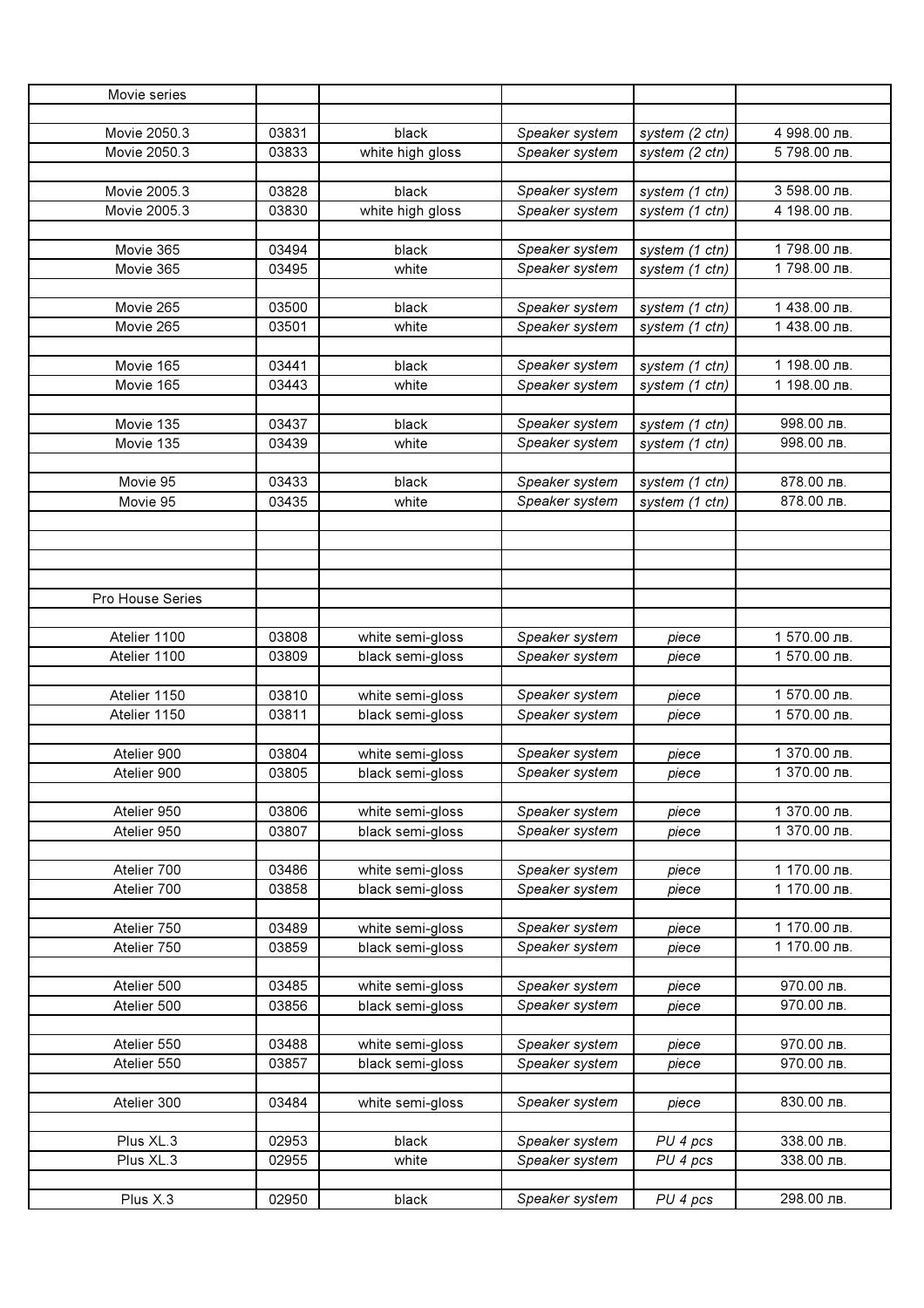| Movie series | | | | | |
|---|---|---|---|---|---|
| | | | | | |
| Movie 2050.3 | 03831 | black | *Speaker system* | *system (2 ctn)* | 4 998.00 лв. |
| Movie 2050.3 | 03833 | white high gloss | *Speaker system* | *system (2 ctn)* | 5 798.00 лв. |
| | | | | | |
| Movie 2005.3 | 03828 | black | *Speaker system* | *system (1 ctn)* | 3 598.00 лв. |
| Movie 2005.3 | 03830 | white high gloss | *Speaker system* | *system (1 ctn)* | 4 198.00 лв. |
| | | | | | |
| Movie 365 | 03494 | black | *Speaker system* | *system (1 ctn)* | 1 798.00 лв. |
| Movie 365 | 03495 | white | *Speaker system* | *system (1 ctn)* | 1 798.00 лв. |
| | | | | | |
| Movie 265 | 03500 | black | *Speaker system* | *system (1 ctn)* | 1 438.00 лв. |
| Movie 265 | 03501 | white | *Speaker system* | *system (1 ctn)* | 1 438.00 лв. |
| | | | | | |
| Movie 165 | 03441 | black | *Speaker system* | *system (1 ctn)* | 1 198.00 лв. |
| Movie 165 | 03443 | white | *Speaker system* | *system (1 ctn)* | 1 198.00 лв. |
| | | | | | |
| Movie 135 | 03437 | black | *Speaker system* | *system (1 ctn)* | 998.00 лв. |
| Movie 135 | 03439 | white | *Speaker system* | *system (1 ctn)* | 998.00 лв. |
| | | | | | |
| Movie 95 | 03433 | black | *Speaker system* | *system (1 ctn)* | 878.00 лв. |
| Movie 95 | 03435 | white | *Speaker system* | *system (1 ctn)* | 878.00 лв. |
| | | | | | |
| | | | | | |
| | | | | | |
| | | | | | |
| Pro House Series | | | | | |
| | | | | | |
| Atelier 1100 | 03808 | white semi-gloss | *Speaker system* | *piece* | 1 570.00 лв. |
| Atelier 1100 | 03809 | black semi-gloss | *Speaker system* | *piece* | 1 570.00 лв. |
| | | | | | |
| Atelier 1150 | 03810 | white semi-gloss | *Speaker system* | *piece* | 1 570.00 лв. |
| Atelier 1150 | 03811 | black semi-gloss | *Speaker system* | *piece* | 1 570.00 лв. |
| | | | | | |
| Atelier 900 | 03804 | white semi-gloss | *Speaker system* | *piece* | 1 370.00 лв. |
| Atelier 900 | 03805 | black semi-gloss | *Speaker system* | *piece* | 1 370.00 лв. |
| | | | | | |
| Atelier 950 | 03806 | white semi-gloss | *Speaker system* | *piece* | 1 370.00 лв. |
| Atelier 950 | 03807 | black semi-gloss | *Speaker system* | *piece* | 1 370.00 лв. |
| | | | | | |
| Atelier 700 | 03486 | white semi-gloss | *Speaker system* | *piece* | 1 170.00 лв. |
| Atelier 700 | 03858 | black semi-gloss | *Speaker system* | *piece* | 1 170.00 лв. |
| | | | | | |
| Atelier 750 | 03489 | white semi-gloss | *Speaker system* | *piece* | 1 170.00 лв. |
| Atelier 750 | 03859 | black semi-gloss | *Speaker system* | *piece* | 1 170.00 лв. |
| | | | | | |
| Atelier 500 | 03485 | white semi-gloss | *Speaker system* | *piece* | 970.00 лв. |
| Atelier 500 | 03856 | black semi-gloss | *Speaker system* | *piece* | 970.00 лв. |
| | | | | | |
| Atelier 550 | 03488 | white semi-gloss | *Speaker system* | *piece* | 970.00 лв. |
| Atelier 550 | 03857 | black semi-gloss | *Speaker system* | *piece* | 970.00 лв. |
| | | | | | |
| Atelier 300 | 03484 | white semi-gloss | *Speaker system* | *piece* | 830.00 лв. |
| | | | | | |
| Plus XL.3 | 02953 | black | *Speaker system* | *PU 4 pcs* | 338.00 лв. |
| Plus XL.3 | 02955 | white | *Speaker system* | *PU 4 pcs* | 338.00 лв. |
| | | | | | |
| Plus X.3 | 02950 | black | *Speaker system* | *PU 4 pcs* | 298.00 лв. |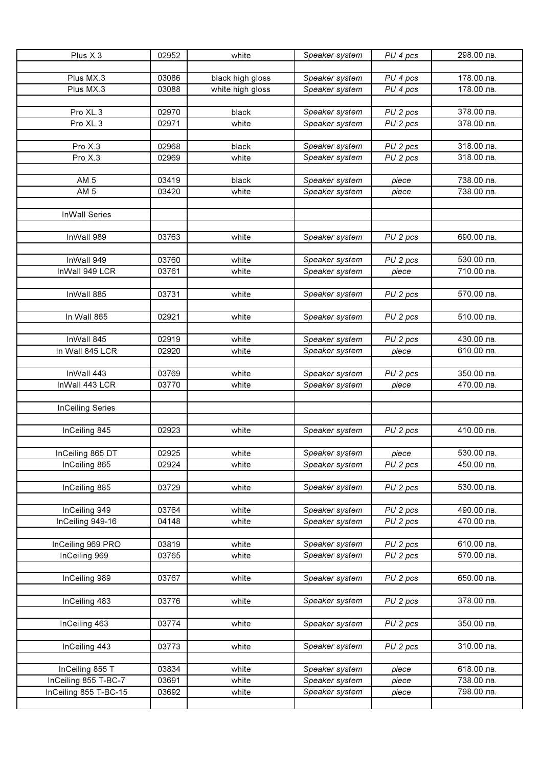| | | | | | |
|---|---|---|---|---|---|
| Plus X.3 | 02952 | white | *Speaker system* | *PU 4 pcs* | 298.00 лв. |
| | | | | | |
| Plus MX.3 | 03086 | black high gloss | *Speaker system* | *PU 4 pcs* | 178.00 лв. |
| Plus MX.3 | 03088 | white high gloss | *Speaker system* | *PU 4 pcs* | 178.00 лв. |
| | | | | | |
| Pro XL.3 | 02970 | black | *Speaker system* | *PU 2 pcs* | 378.00 лв. |
| Pro XL.3 | 02971 | white | *Speaker system* | *PU 2 pcs* | 378.00 лв. |
| | | | | | |
| Pro X.3 | 02968 | black | *Speaker system* | *PU 2 pcs* | 318.00 лв. |
| Pro X.3 | 02969 | white | *Speaker system* | *PU 2 pcs* | 318.00 лв. |
| | | | | | |
| AM 5 | 03419 | black | *Speaker system* | *piece* | 738.00 лв. |
| AM 5 | 03420 | white | *Speaker system* | *piece* | 738.00 лв. |
| | | | | | |
| InWall Series | | | | | |
| | | | | | |
| InWall 989 | 03763 | white | *Speaker system* | *PU 2 pcs* | 690.00 лв. |
| | | | | | |
| InWall 949 | 03760 | white | *Speaker system* | *PU 2 pcs* | 530.00 лв. |
| InWall 949 LCR | 03761 | white | *Speaker system* | *piece* | 710.00 лв. |
| | | | | | |
| InWall 885 | 03731 | white | *Speaker system* | *PU 2 pcs* | 570.00 лв. |
| | | | | | |
| In Wall 865 | 02921 | white | *Speaker system* | *PU 2 pcs* | 510.00 лв. |
| | | | | | |
| InWall 845 | 02919 | white | *Speaker system* | *PU 2 pcs* | 430.00 лв. |
| In Wall 845 LCR | 02920 | white | *Speaker system* | *piece* | 610.00 лв. |
| | | | | | |
| InWall 443 | 03769 | white | *Speaker system* | *PU 2 pcs* | 350.00 лв. |
| InWall 443 LCR | 03770 | white | *Speaker system* | *piece* | 470.00 лв. |
| | | | | | |
| InCeiling Series | | | | | |
| | | | | | |
| InCeiling 845 | 02923 | white | *Speaker system* | *PU 2 pcs* | 410.00 лв. |
| | | | | | |
| InCeiling 865 DT | 02925 | white | *Speaker system* | *piece* | 530.00 лв. |
| InCeiling 865 | 02924 | white | *Speaker system* | *PU 2 pcs* | 450.00 лв. |
| | | | | | |
| InCeiling 885 | 03729 | white | *Speaker system* | *PU 2 pcs* | 530.00 лв. |
| | | | | | |
| InCeiling 949 | 03764 | white | *Speaker system* | *PU 2 pcs* | 490.00 лв. |
| InCeiling 949-16 | 04148 | white | *Speaker system* | *PU 2 pcs* | 470.00 лв. |
| | | | | | |
| InCeiling 969 PRO | 03819 | white | *Speaker system* | *PU 2 pcs* | 610.00 лв. |
| InCeiling 969 | 03765 | white | *Speaker system* | *PU 2 pcs* | 570.00 лв. |
| | | | | | |
| InCeiling 989 | 03767 | white | *Speaker system* | *PU 2 pcs* | 650.00 лв. |
| | | | | | |
| InCeiling 483 | 03776 | white | *Speaker system* | *PU 2 pcs* | 378.00 лв. |
| | | | | | |
| InCeiling 463 | 03774 | white | *Speaker system* | *PU 2 pcs* | 350.00 лв. |
| | | | | | |
| InCeiling 443 | 03773 | white | *Speaker system* | *PU 2 pcs* | 310.00 лв. |
| | | | | | |
| InCeiling 855 T | 03834 | white | *Speaker system* | *piece* | 618.00 лв. |
| InCeiling 855 T-BC-7 | 03691 | white | *Speaker system* | *piece* | 738.00 лв. |
| InCeiling 855 T-BC-15 | 03692 | white | *Speaker system* | *piece* | 798.00 лв. |
| | | | | | |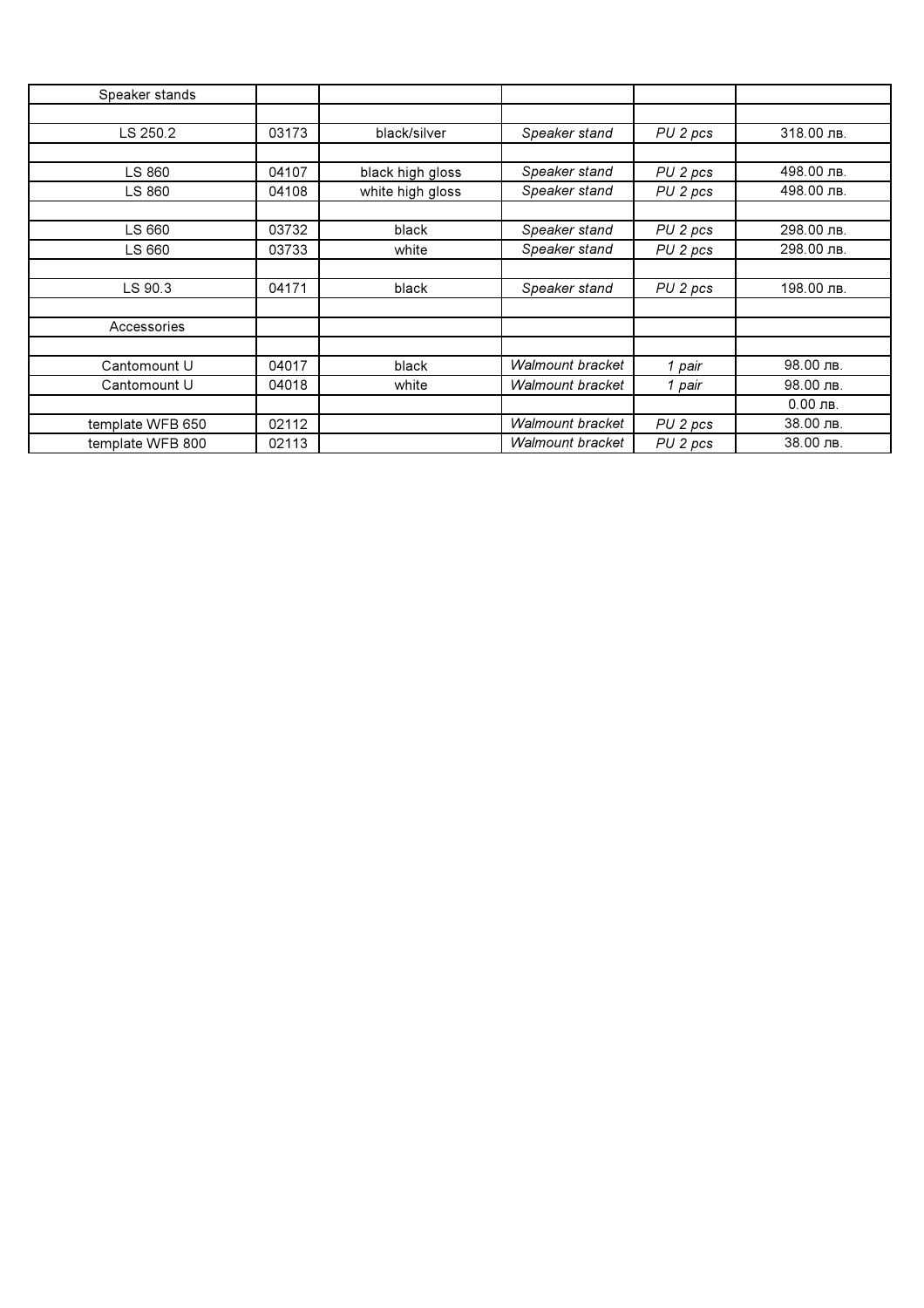| | | | | | |
|---|---|---|---|---|---|
| Speaker stands | | | | | |
| | | | | | |
| LS 250.2 | 03173 | black/silver | *Speaker stand* | *PU 2 pcs* | 318.00 лв. |
| | | | | | |
| LS 860 | 04107 | black high gloss | *Speaker stand* | *PU 2 pcs* | 498.00 лв. |
| LS 860 | 04108 | white high gloss | *Speaker stand* | *PU 2 pcs* | 498.00 лв. |
| | | | | | |
| LS 660 | 03732 | black | *Speaker stand* | *PU 2 pcs* | 298.00 лв. |
| LS 660 | 03733 | white | *Speaker stand* | *PU 2 pcs* | 298.00 лв. |
| | | | | | |
| LS 90.3 | 04171 | black | *Speaker stand* | *PU 2 pcs* | 198.00 лв. |
| | | | | | |
| Accessories | | | | | |
| | | | | | |
| Cantomount U | 04017 | black | *Walmount bracket* | *1 pair* | 98.00 лв. |
| Cantomount U | 04018 | white | *Walmount bracket* | *1 pair* | 98.00 лв. |
| | | | | | 0.00 лв. |
| template WFB 650 | 02112 | | *Walmount bracket* | *PU 2 pcs* | 38.00 лв. |
| template WFB 800 | 02113 | | *Walmount bracket* | *PU 2 pcs* | 38.00 лв. |